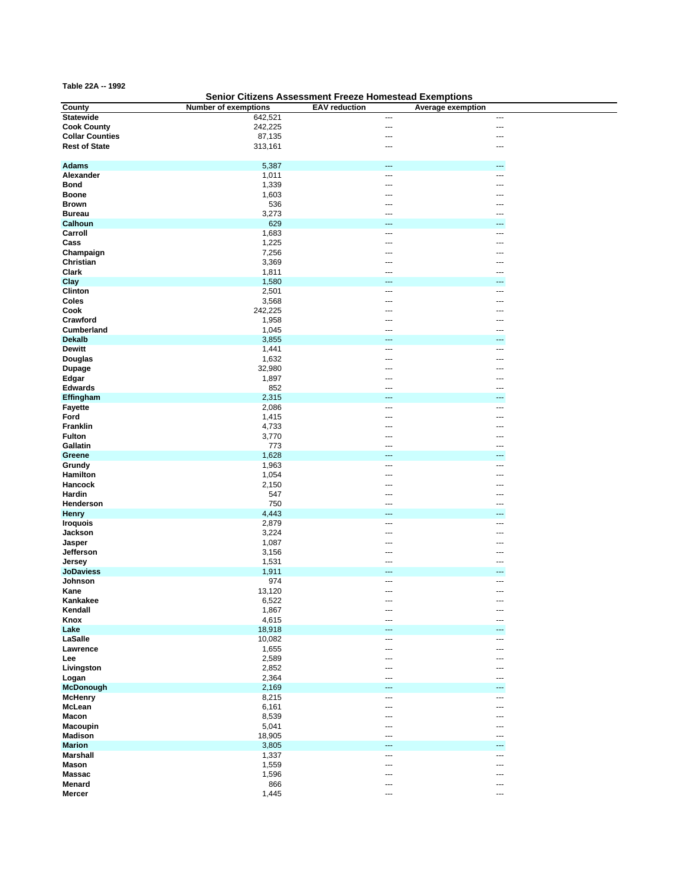**Table 22A -- 1992**

**Senior Citizens Assessment Freeze Homestead Exemptions**

| County | Number of exemptions | EAV reduction | Average exemption |
|---|---|---|---|
| **Statewide** | 642,521 | --- | --- |
| **Cook County** | 242,225 | --- | --- |
| **Collar Counties** | 87,135 | --- | --- |
| **Rest of State** | 313,161 | --- | --- |
| | | | |
| **Adams** | 5,387 | --- | --- |
| **Alexander** | 1,011 | --- | --- |
| **Bond** | 1,339 | --- | --- |
| **Boone** | 1,603 | --- | --- |
| **Brown** | 536 | --- | --- |
| **Bureau** | 3,273 | --- | --- |
| **Calhoun** | 629 | --- | --- |
| **Carroll** | 1,683 | --- | --- |
| **Cass** | 1,225 | --- | --- |
| **Champaign** | 7,256 | --- | --- |
| **Christian** | 3,369 | --- | --- |
| **Clark** | 1,811 | --- | --- |
| **Clay** | 1,580 | --- | --- |
| **Clinton** | 2,501 | --- | --- |
| **Coles** | 3,568 | --- | --- |
| **Cook** | 242,225 | --- | --- |
| **Crawford** | 1,958 | --- | --- |
| **Cumberland** | 1,045 | --- | --- |
| **Dekalb** | 3,855 | --- | --- |
| **Dewitt** | 1,441 | --- | --- |
| **Douglas** | 1,632 | --- | --- |
| **Dupage** | 32,980 | --- | --- |
| **Edgar** | 1,897 | --- | --- |
| **Edwards** | 852 | --- | --- |
| **Effingham** | 2,315 | --- | --- |
| **Fayette** | 2,086 | --- | --- |
| **Ford** | 1,415 | --- | --- |
| **Franklin** | 4,733 | --- | --- |
| **Fulton** | 3,770 | --- | --- |
| **Gallatin** | 773 | --- | --- |
| **Greene** | 1,628 | --- | --- |
| **Grundy** | 1,963 | --- | --- |
| **Hamilton** | 1,054 | --- | --- |
| **Hancock** | 2,150 | --- | --- |
| **Hardin** | 547 | --- | --- |
| **Henderson** | 750 | --- | --- |
| **Henry** | 4,443 | --- | --- |
| **Iroquois** | 2,879 | --- | --- |
| **Jackson** | 3,224 | --- | --- |
| **Jasper** | 1,087 | --- | --- |
| **Jefferson** | 3,156 | --- | --- |
| **Jersey** | 1,531 | --- | --- |
| **JoDaviess** | 1,911 | --- | --- |
| **Johnson** | 974 | --- | --- |
| **Kane** | 13,120 | --- | --- |
| **Kankakee** | 6,522 | --- | --- |
| **Kendall** | 1,867 | --- | --- |
| **Knox** | 4,615 | --- | --- |
| **Lake** | 18,918 | --- | --- |
| **LaSalle** | 10,082 | --- | --- |
| **Lawrence** | 1,655 | --- | --- |
| **Lee** | 2,589 | --- | --- |
| **Livingston** | 2,852 | --- | --- |
| **Logan** | 2,364 | --- | --- |
| **McDonough** | 2,169 | --- | --- |
| **McHenry** | 8,215 | --- | --- |
| **McLean** | 6,161 | --- | --- |
| **Macon** | 8,539 | --- | --- |
| **Macoupin** | 5,041 | --- | --- |
| **Madison** | 18,905 | --- | --- |
| **Marion** | 3,805 | --- | --- |
| **Marshall** | 1,337 | --- | --- |
| **Mason** | 1,559 | --- | --- |
| **Massac** | 1,596 | --- | --- |
| **Menard** | 866 | --- | --- |
| **Mercer** | 1,445 | --- | --- |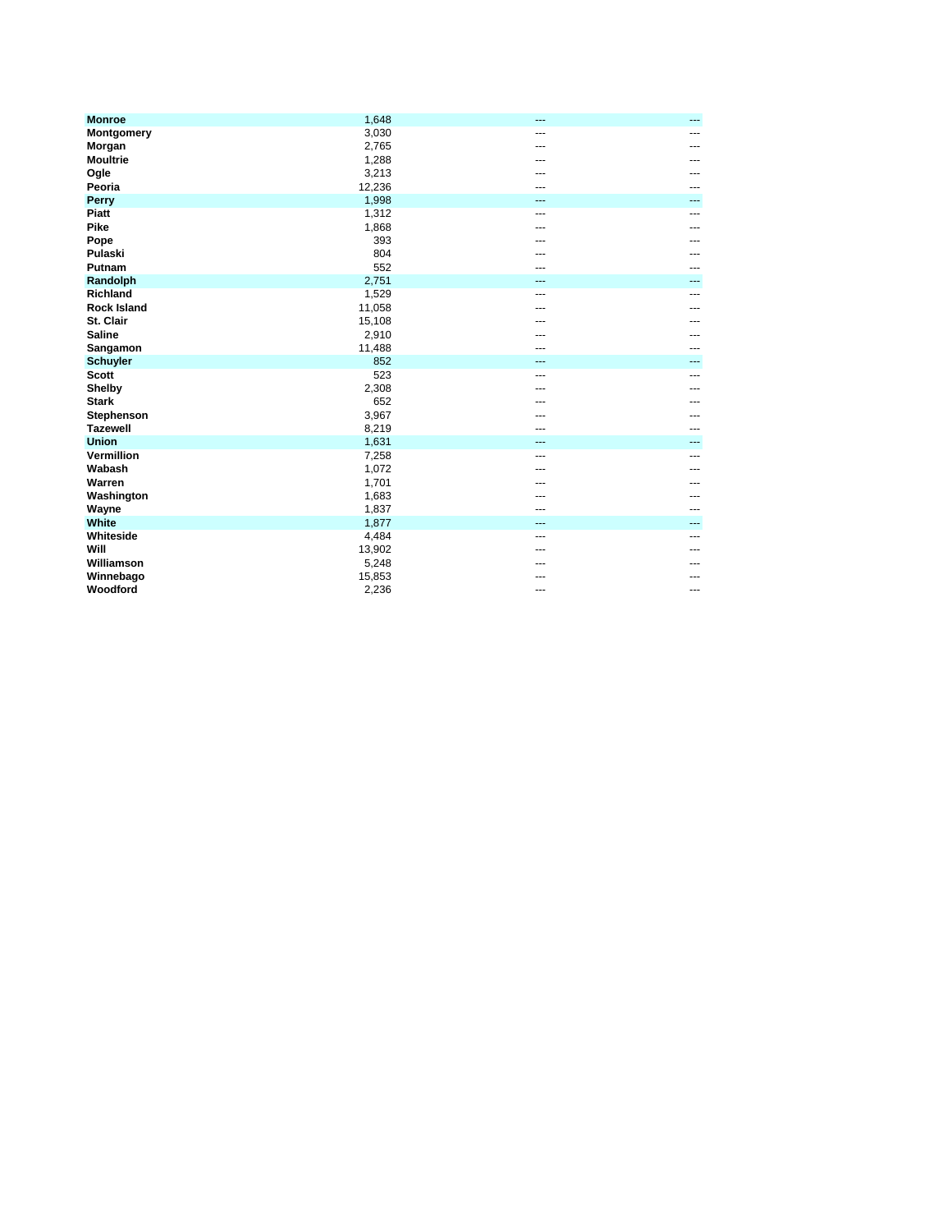| | | | |
|---|---|---|---|
| **Monroe** | 1,648 | --- | --- |
| **Montgomery** | 3,030 | --- | --- |
| **Morgan** | 2,765 | --- | --- |
| **Moultrie** | 1,288 | --- | --- |
| **Ogle** | 3,213 | --- | --- |
| **Peoria** | 12,236 | --- | --- |
| **Perry** | 1,998 | --- | --- |
| **Piatt** | 1,312 | --- | --- |
| **Pike** | 1,868 | --- | --- |
| **Pope** | 393 | --- | --- |
| **Pulaski** | 804 | --- | --- |
| **Putnam** | 552 | --- | --- |
| **Randolph** | 2,751 | --- | --- |
| **Richland** | 1,529 | --- | --- |
| **Rock Island** | 11,058 | --- | --- |
| **St. Clair** | 15,108 | --- | --- |
| **Saline** | 2,910 | --- | --- |
| **Sangamon** | 11,488 | --- | --- |
| **Schuyler** | 852 | --- | --- |
| **Scott** | 523 | --- | --- |
| **Shelby** | 2,308 | --- | --- |
| **Stark** | 652 | --- | --- |
| **Stephenson** | 3,967 | --- | --- |
| **Tazewell** | 8,219 | --- | --- |
| **Union** | 1,631 | --- | --- |
| **Vermillion** | 7,258 | --- | --- |
| **Wabash** | 1,072 | --- | --- |
| **Warren** | 1,701 | --- | --- |
| **Washington** | 1,683 | --- | --- |
| **Wayne** | 1,837 | --- | --- |
| **White** | 1,877 | --- | --- |
| **Whiteside** | 4,484 | --- | --- |
| **Will** | 13,902 | --- | --- |
| **Williamson** | 5,248 | --- | --- |
| **Winnebago** | 15,853 | --- | --- |
| **Woodford** | 2,236 | --- | --- |